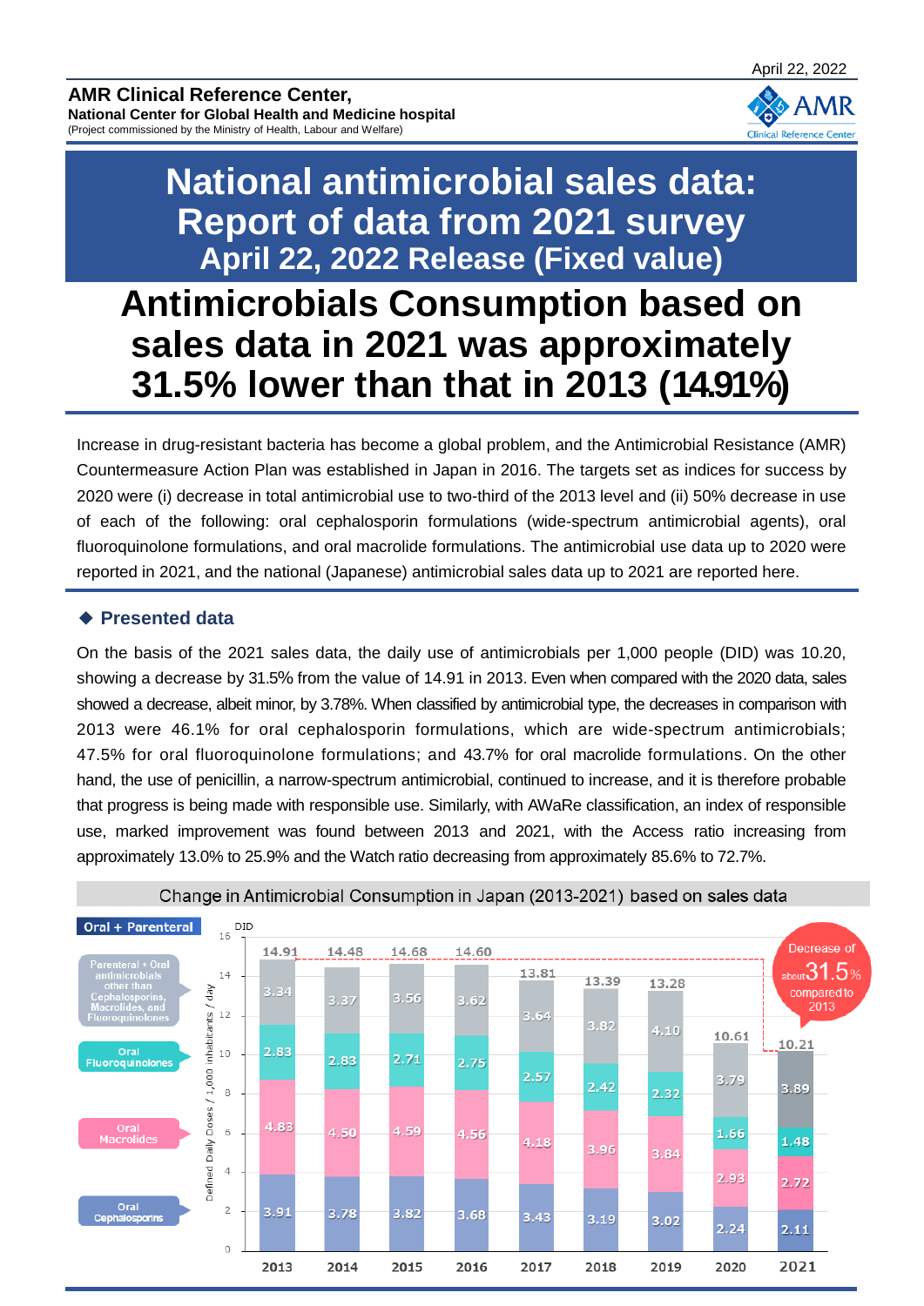April 22, 2022

**AMR Clinical Reference Center,**
**National Center for Global Health and Medicine hospital**
(Project commissioned by the Ministry of Health, Labour and Welfare)

# National antimicrobial sales data: Report of data from 2021 survey
## April 22, 2022 Release (Fixed value)

# Antimicrobials Consumption based on sales data in 2021 was approximately 31.5% lower than that in 2013 (14.91%)

Increase in drug-resistant bacteria has become a global problem, and the Antimicrobial Resistance (AMR) Countermeasure Action Plan was established in Japan in 2016. The targets set as indices for success by 2020 were (i) decrease in total antimicrobial use to two-third of the 2013 level and (ii) 50% decrease in use of each of the following: oral cephalosporin formulations (wide-spectrum antimicrobial agents), oral fluoroquinolone formulations, and oral macrolide formulations. The antimicrobial use data up to 2020 were reported in 2021, and the national (Japanese) antimicrobial sales data up to 2021 are reported here.

### ◆ Presented data

On the basis of the 2021 sales data, the daily use of antimicrobials per 1,000 people (DID) was 10.20, showing a decrease by 31.5% from the value of 14.91 in 2013. Even when compared with the 2020 data, sales showed a decrease, albeit minor, by 3.78%. When classified by antimicrobial type, the decreases in comparison with 2013 were 46.1% for oral cephalosporin formulations, which are wide-spectrum antimicrobials; 47.5% for oral fluoroquinolone formulations; and 43.7% for oral macrolide formulations. On the other hand, the use of penicillin, a narrow-spectrum antimicrobial, continued to increase, and it is therefore probable that progress is being made with responsible use. Similarly, with AWaRe classification, an index of responsible use, marked improvement was found between 2013 and 2021, with the Access ratio increasing from approximately 13.0% to 25.9% and the Watch ratio decreasing from approximately 85.6% to 72.7%.

**Change in Antimicrobial Consumption in Japan (2013-2021) based on sales data**

Oral + Parenteral — Defined Daily Doses / 1,000 inhabitants / day (DID)

| Year | Oral Cephalosporins | Oral Macrolides | Oral Fluoroquinolones | Parenteral・Oral antimicrobials other than Cephalosporins, Macrolides, and Fluoroquinolones | Total |
|---|---|---|---|---|---|
| 2013 | 3.91 | 4.83 | 2.83 | 3.34 | 14.91 |
| 2014 | 3.78 | 4.50 | 2.83 | 3.37 | 14.48 |
| 2015 | 3.82 | 4.59 | 2.71 | 3.56 | 14.68 |
| 2016 | 3.68 | 4.56 | 2.75 | 3.62 | 14.60 |
| 2017 | 3.43 | 4.18 | 2.57 | 3.64 | 13.81 |
| 2018 | 3.19 | 3.96 | 2.42 | 3.82 | 13.39 |
| 2019 | 3.02 | 3.84 | 2.32 | 4.10 | 13.28 |
| 2020 | 2.24 | 2.93 | 1.66 | 3.79 | 10.61 |
| 2021 | 2.11 | 2.72 | 1.48 | 3.89 | 10.21 |

Decrease of about 31.5% compared to 2013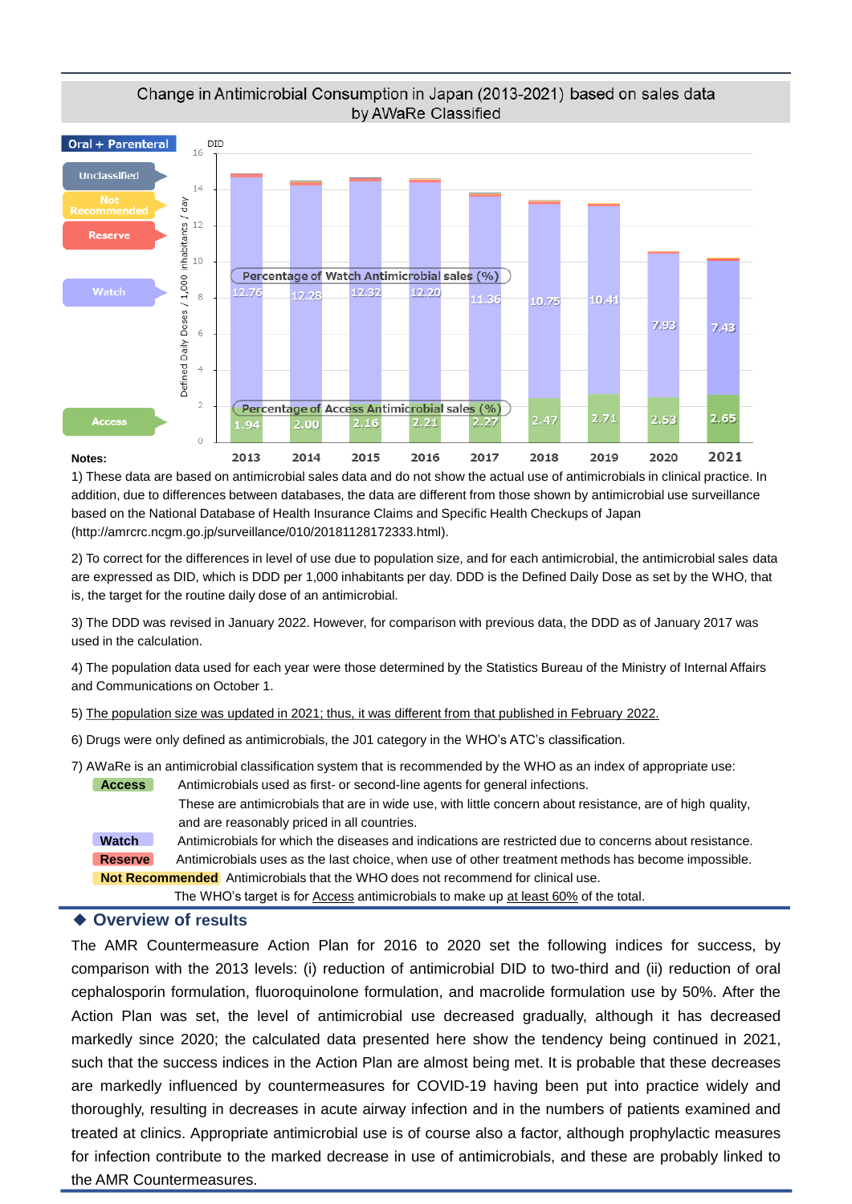## Change in Antimicrobial Consumption in Japan (2013-2021) based on sales data by AWaRe Classified

Oral + Parenteral

DID

Defined Daily Doses / 1,000 inhabitants / day

16
14
12
10
8
6
4
2
0

Unclassified
Not Recommended
Reserve
Watch
Access

Percentage of Watch Antimicrobial sales (%)

12.76 12.28 12.32 12.20 11.36 10.75 10.41 7.93 7.43

Percentage of Access Antimicrobial sales (%)

1.94 2.00 2.16 2.21 2.27 2.47 2.71 2.53 2.65

2013 2014 2015 2016 2017 2018 2019 2020 2021

**Notes:**

1) These data are based on antimicrobial sales data and do not show the actual use of antimicrobials in clinical practice. In addition, due to differences between databases, the data are different from those shown by antimicrobial use surveillance based on the National Database of Health Insurance Claims and Specific Health Checkups of Japan (http://amrcrc.ncgm.go.jp/surveillance/010/20181128172333.html).

2) To correct for the differences in level of use due to population size, and for each antimicrobial, the antimicrobial sales data are expressed as DID, which is DDD per 1,000 inhabitants per day. DDD is the Defined Daily Dose as set by the WHO, that is, the target for the routine daily dose of an antimicrobial.

3) The DDD was revised in January 2022. However, for comparison with previous data, the DDD as of January 2017 was used in the calculation.

4) The population data used for each year were those determined by the Statistics Bureau of the Ministry of Internal Affairs and Communications on October 1.

5) The population size was updated in 2021; thus, it was different from that published in February 2022.

6) Drugs were only defined as antimicrobials, the J01 category in the WHO's ATC's classification.

7) AWaRe is an antimicrobial classification system that is recommended by the WHO as an index of appropriate use:

- **Access** Antimicrobials used as first- or second-line agents for general infections. These are antimicrobials that are in wide use, with little concern about resistance, are of high quality, and are reasonably priced in all countries.
- **Watch** Antimicrobials for which the diseases and indications are restricted due to concerns about resistance.
- **Reserve** Antimicrobials uses as the last choice, when use of other treatment methods has become impossible.
- **Not Recommended** Antimicrobials that the WHO does not recommend for clinical use.

The WHO's target is for Access antimicrobials to make up at least 60% of the total.

## ◆ Overview of results

The AMR Countermeasure Action Plan for 2016 to 2020 set the following indices for success, by comparison with the 2013 levels: (i) reduction of antimicrobial DID to two-third and (ii) reduction of oral cephalosporin formulation, fluoroquinolone formulation, and macrolide formulation use by 50%. After the Action Plan was set, the level of antimicrobial use decreased gradually, although it has decreased markedly since 2020; the calculated data presented here show the tendency being continued in 2021, such that the success indices in the Action Plan are almost being met. It is probable that these decreases are markedly influenced by countermeasures for COVID-19 having been put into practice widely and thoroughly, resulting in decreases in acute airway infection and in the numbers of patients examined and treated at clinics. Appropriate antimicrobial use is of course also a factor, although prophylactic measures for infection contribute to the marked decrease in use of antimicrobials, and these are probably linked to the AMR Countermeasures.